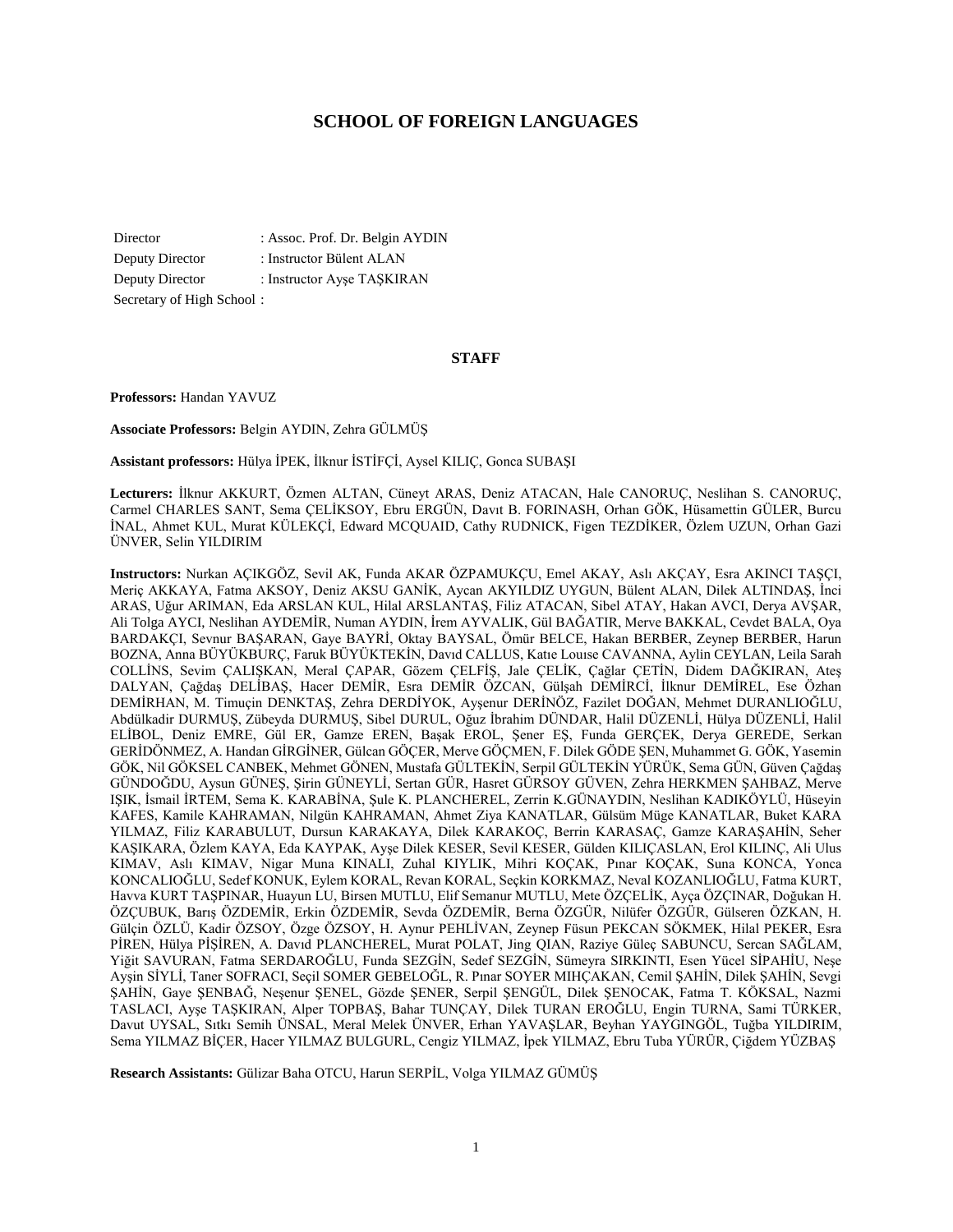# SCHOOL OF FOREIGN LANGUAGES

Director : Assoc. Prof. Dr. Belgin AYDIN  
Deputy Director : Instructor Bülent ALAN  
Deputy Director : Instructor Ayşe TAŞKIRAN  
Secretary of High School :

## STAFF

**Professors:** Handan YAVUZ

**Associate Professors:** Belgin AYDIN, Zehra GÜLMÜŞ

**Assistant professors:** Hülya İPEK, İlknur İSTİFÇİ, Aysel KILIÇ, Gonca SUBAŞI

**Lecturers:** İlknur AKKURT, Özmen ALTAN, Cüneyt ARAS, Deniz ATACAN, Hale CANORUÇ, Neslihan S. CANORUÇ, Carmel CHARLES SANT, Sema ÇELİKSOY, Ebru ERGÜN, Davıt B. FORINASH, Orhan GÖK, Hüsamettin GÜLER, Burcu İNAL, Ahmet KUL, Murat KÜLEKÇİ, Edward MCQUAID, Cathy RUDNICK, Figen TEZDİKER, Özlem UZUN, Orhan Gazi ÜNVER, Selin YILDIRIM

**Instructors:** Nurkan AÇIKGÖZ, Sevil AK, Funda AKAR ÖZPAMUKÇU, Emel AKAY, Aslı AKÇAY, Esra AKINCI TAŞÇI, Meriç AKKAYA, Fatma AKSOY, Deniz AKSU GANİK, Aycan AKYILDIZ UYGUN, Bülent ALAN, Dilek ALTINDAŞ, İnci ARAS, Uğur ARIMAN, Eda ARSLAN KUL, Hilal ARSLANTAŞ, Filiz ATACAN, Sibel ATAY, Hakan AVCI, Derya AVŞAR, Ali Tolga AYCI, Neslihan AYDEMİR, Numan AYDIN, İrem AYVALIK, Gül BAĞATIR, Merve BAKKAL, Cevdet BALA, Oya BARDAKÇI, Sevnur BAŞARAN, Gaye BAYRİ, Oktay BAYSAL, Ömür BELCE, Hakan BERBER, Zeynep BERBER, Harun BOZNA, Anna BÜYÜKBURÇ, Faruk BÜYÜKTEKİN, Davıd CALLUS, Katıe Louıse CAVANNA, Aylin CEYLAN, Leila Sarah COLLİNS, Sevim ÇALIŞKAN, Meral ÇAPAR, Gözem ÇELFİŞ, Jale ÇELİK, Çağlar ÇETİN, Didem DAĞKIRAN, Ateş DALYAN, Çağdaş DELİBAŞ, Hacer DEMİR, Esra DEMİR ÖZCAN, Gülşah DEMİRCİ, İlknur DEMİREL, Ese Özhan DEMİRHAN, M. Timuçin DENKTAŞ, Zehra DERDİYOK, Ayşenur DERİNÖZ, Fazilet DOĞAN, Mehmet DURANLIOĞLU, Abdülkadir DURMUŞ, Zübeyda DURMUŞ, Sibel DURUL, Oğuz İbrahim DÜNDAR, Halil DÜZENLİ, Hülya DÜZENLİ, Halil ELİBOL, Deniz EMRE, Gül ER, Gamze EREN, Başak EROL, Şener EŞ, Funda GERÇEK, Derya GEREDE, Serkan GERİDÖNMEZ, A. Handan GİRGİNER, Gülcan GÖÇER, Merve GÖÇMEN, F. Dilek GÖDE ŞEN, Muhammet G. GÖK, Yasemin GÖK, Nil GÖKSEL CANBEK, Mehmet GÖNEN, Mustafa GÜLTEKİN, Serpil GÜLTEKİN YÜRÜK, Sema GÜN, Güven Çağdaş GÜNDOĞDU, Aysun GÜNEŞ, Şirin GÜNEYLİ, Sertan GÜR, Hasret GÜRSOY GÜVEN, Zehra HERKMEN ŞAHBAZ, Merve IŞIK, İsmail İRTEM, Sema K. KARABİNA, Şule K. PLANCHEREL, Zerrin K.GÜNAYDIN, Neslihan KADIKÖYLÜ, Hüseyin KAFES, Kamile KAHRAMAN, Nilgün KAHRAMAN, Ahmet Ziya KANATLAR, Gülsüm Müge KANATLAR, Buket KARA YILMAZ, Filiz KARABULUT, Dursun KARAKAYA, Dilek KARAKOÇ, Berrin KARASAÇ, Gamze KARAŞAHİN, Seher KAŞIKARA, Özlem KAYA, Eda KAYPAK, Ayşe Dilek KESER, Sevil KESER, Gülden KILIÇASLAN, Erol KILINÇ, Ali Ulus KIMAV, Aslı KIMAV, Nigar Muna KINALI, Zuhal KIYLIK, Mihri KOÇAK, Pınar KOÇAK, Suna KONCA, Yonca KONCALIOĞLU, Sedef KONUK, Eylem KORAL, Revan KORAL, Seçkin KORKMAZ, Neval KOZANLIOĞLU, Fatma KURT, Havva KURT TAŞPINAR, Huayun LU, Birsen MUTLU, Elif Semanur MUTLU, Mete ÖZÇELİK, Ayça ÖZÇINAR, Doğukan H. ÖZÇUBUK, Barış ÖZDEMİR, Erkin ÖZDEMİR, Sevda ÖZDEMİR, Berna ÖZGÜR, Nilüfer ÖZGÜR, Gülseren ÖZKAN, H. Gülçin ÖZLÜ, Kadir ÖZSOY, Özge ÖZSOY, H. Aynur PEHLİVAN, Zeynep Füsun PEKCAN SÖKMEK, Hilal PEKER, Esra PİREN, Hülya PİŞİREN, A. Davıd PLANCHEREL, Murat POLAT, Jing QIAN, Raziye Güleç SABUNCU, Sercan SAĞLAM, Yiğit SAVURAN, Fatma SERDAROĞLU, Funda SEZGİN, Sedef SEZGİN, Sümeyra SIRKINTI, Esen Yücel SİPAHİU, Neşe Ayşin SİYLİ, Taner SOFRACI, Seçil SOMER GEBELOĞL, R. Pınar SOYER MIHÇAKAN, Cemil ŞAHİN, Dilek ŞAHİN, Sevgi ŞAHİN, Gaye ŞENBAĞ, Neşenur ŞENEL, Gözde ŞENER, Serpil ŞENGÜL, Dilek ŞENOCAK, Fatma T. KÖKSAL, Nazmi TASLACI, Ayşe TAŞKIRAN, Alper TOPBAŞ, Bahar TUNÇAY, Dilek TURAN EROĞLU, Engin TURNA, Sami TÜRKER, Davut UYSAL, Sıtkı Semih ÜNSAL, Meral Melek ÜNVER, Erhan YAVAŞLAR, Beyhan YAYGINGÖL, Tuğba YILDIRIM, Sema YILMAZ BİÇER, Hacer YILMAZ BULGURL, Cengiz YILMAZ, İpek YILMAZ, Ebru Tuba YÜRÜR, Çiğdem YÜZBAŞ

**Research Assistants:** Gülizar Baha OTCU, Harun SERPİL, Volga YILMAZ GÜMÜŞ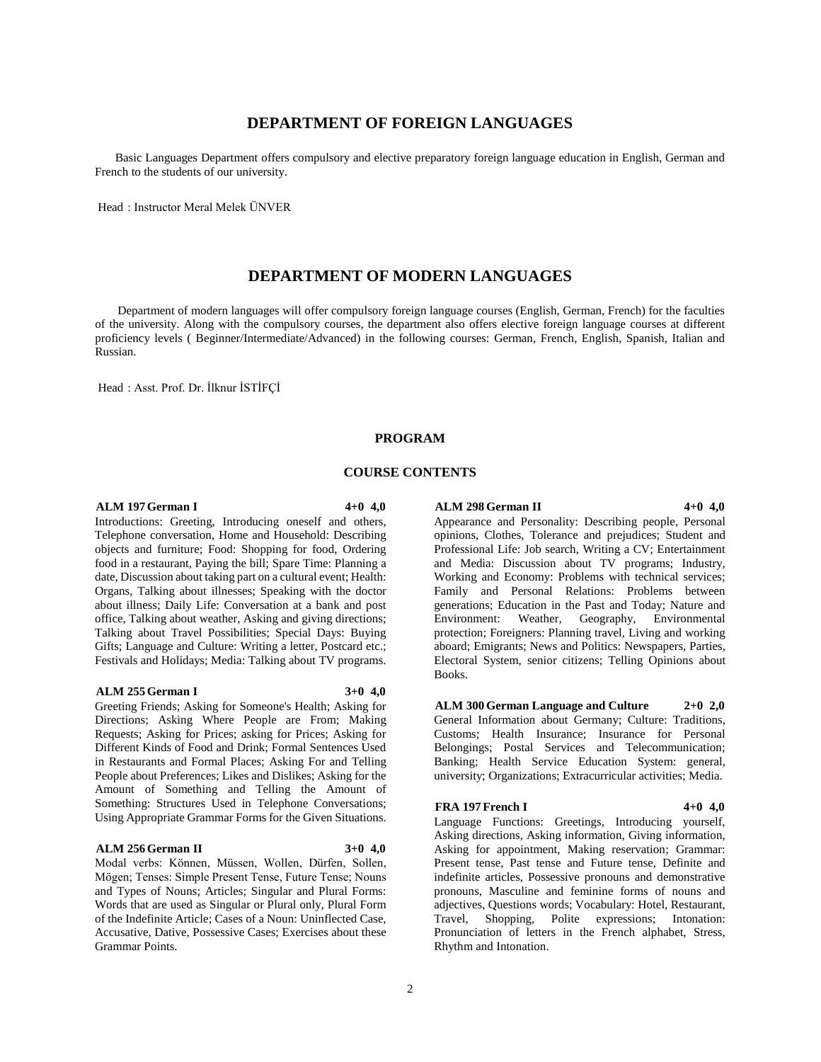# DEPARTMENT OF FOREIGN LANGUAGES

Basic Languages Department offers compulsory and elective preparatory foreign language education in English, German and French to the students of our university.

Head : Instructor Meral Melek ÜNVER

# DEPARTMENT OF MODERN LANGUAGES

Department of modern languages will offer compulsory foreign language courses (English, German, French) for the faculties of the university. Along with the compulsory courses, the department also offers elective foreign language courses at different proficiency levels ( Beginner/Intermediate/Advanced) in the following courses: German, French, English, Spanish, Italian and Russian.

Head : Asst. Prof. Dr. İlknur İSTİFÇİ

## PROGRAM

## COURSE CONTENTS

**ALM 197 German I 4+0 4,0**

Introductions: Greeting, Introducing oneself and others, Telephone conversation, Home and Household: Describing objects and furniture; Food: Shopping for food, Ordering food in a restaurant, Paying the bill; Spare Time: Planning a date, Discussion about taking part on a cultural event; Health: Organs, Talking about illnesses; Speaking with the doctor about illness; Daily Life: Conversation at a bank and post office, Talking about weather, Asking and giving directions; Talking about Travel Possibilities; Special Days: Buying Gifts; Language and Culture: Writing a letter, Postcard etc.; Festivals and Holidays; Media: Talking about TV programs.

**ALM 255 German I 3+0 4,0**

Greeting Friends; Asking for Someone's Health; Asking for Directions; Asking Where People are From; Making Requests; Asking for Prices; asking for Prices; Asking for Different Kinds of Food and Drink; Formal Sentences Used in Restaurants and Formal Places; Asking For and Telling People about Preferences; Likes and Dislikes; Asking for the Amount of Something and Telling the Amount of Something: Structures Used in Telephone Conversations; Using Appropriate Grammar Forms for the Given Situations.

**ALM 256 German II 3+0 4,0**

Modal verbs: Können, Müssen, Wollen, Dürfen, Sollen, Mögen; Tenses: Simple Present Tense, Future Tense; Nouns and Types of Nouns; Articles; Singular and Plural Forms: Words that are used as Singular or Plural only, Plural Form of the Indefinite Article; Cases of a Noun: Uninflected Case, Accusative, Dative, Possessive Cases; Exercises about these Grammar Points.

**ALM 298 German II 4+0 4,0**

Appearance and Personality: Describing people, Personal opinions, Clothes, Tolerance and prejudices; Student and Professional Life: Job search, Writing a CV; Entertainment and Media: Discussion about TV programs; Industry, Working and Economy: Problems with technical services; Family and Personal Relations: Problems between generations; Education in the Past and Today; Nature and Environment: Weather, Geography, Environmental protection; Foreigners: Planning travel, Living and working aboard; Emigrants; News and Politics: Newspapers, Parties, Electoral System, senior citizens; Telling Opinions about Books.

**ALM 300 German Language and Culture 2+0 2,0**

General Information about Germany; Culture: Traditions, Customs; Health Insurance; Insurance for Personal Belongings; Postal Services and Telecommunication; Banking; Health Service Education System: general, university; Organizations; Extracurricular activities; Media.

**FRA 197 French I 4+0 4,0**

Language Functions: Greetings, Introducing yourself, Asking directions, Asking information, Giving information, Asking for appointment, Making reservation; Grammar: Present tense, Past tense and Future tense, Definite and indefinite articles, Possessive pronouns and demonstrative pronouns, Masculine and feminine forms of nouns and adjectives, Questions words; Vocabulary: Hotel, Restaurant, Travel, Shopping, Polite expressions; Intonation: Pronunciation of letters in the French alphabet, Stress, Rhythm and Intonation.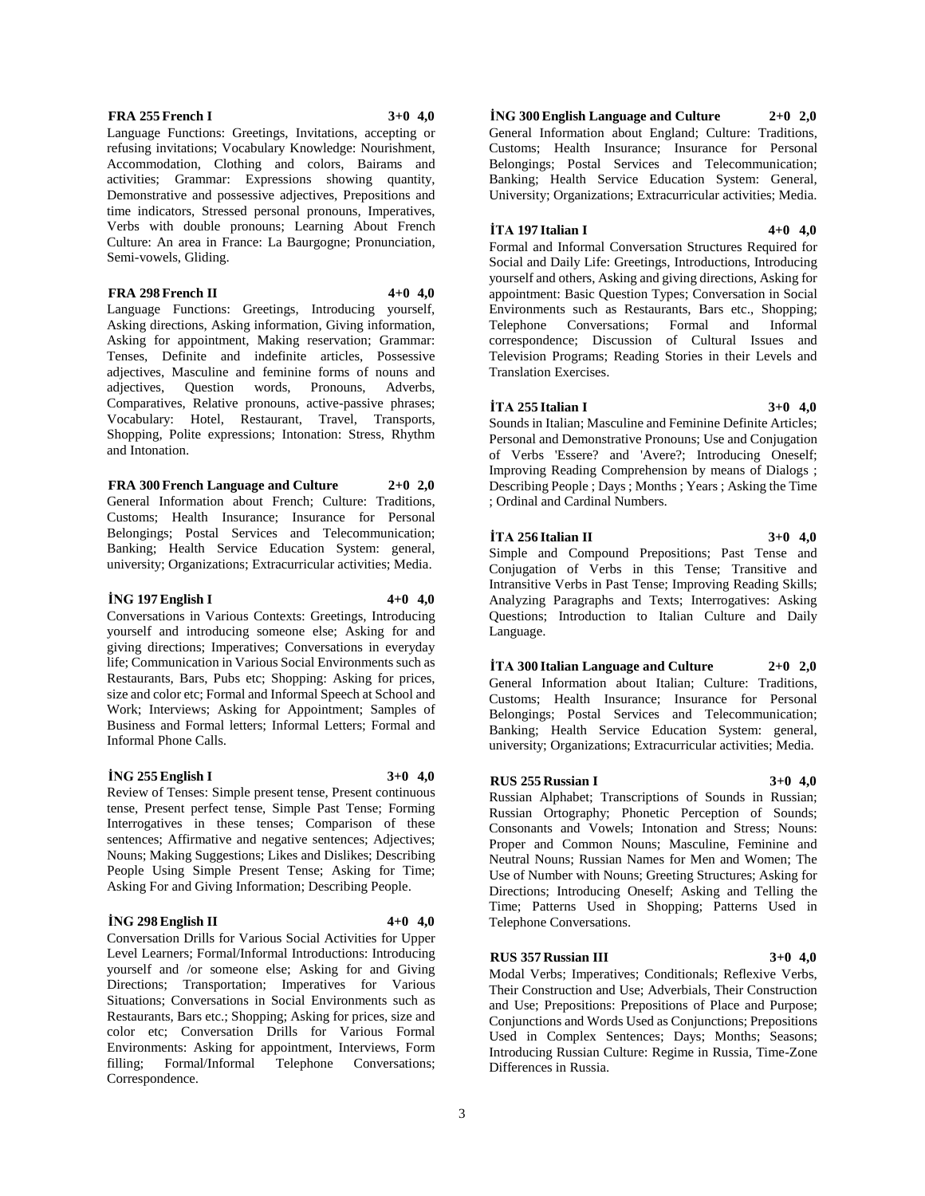**FRA 255 French I 3+0 4,0**

Language Functions: Greetings, Invitations, accepting or refusing invitations; Vocabulary Knowledge: Nourishment, Accommodation, Clothing and colors, Bairams and activities; Grammar: Expressions showing quantity, Demonstrative and possessive adjectives, Prepositions and time indicators, Stressed personal pronouns, Imperatives, Verbs with double pronouns; Learning About French Culture: An area in France: La Baurgogne; Pronunciation, Semi-vowels, Gliding.

**FRA 298 French II 4+0 4,0**

Language Functions: Greetings, Introducing yourself, Asking directions, Asking information, Giving information, Asking for appointment, Making reservation; Grammar: Tenses, Definite and indefinite articles, Possessive adjectives, Masculine and feminine forms of nouns and adjectives, Question words, Pronouns, Adverbs, Comparatives, Relative pronouns, active-passive phrases; Vocabulary: Hotel, Restaurant, Travel, Transports, Shopping, Polite expressions; Intonation: Stress, Rhythm and Intonation.

**FRA 300 French Language and Culture 2+0 2,0**

General Information about French; Culture: Traditions, Customs; Health Insurance; Insurance for Personal Belongings; Postal Services and Telecommunication; Banking; Health Service Education System: general, university; Organizations; Extracurricular activities; Media.

**İNG 197 English I 4+0 4,0**

Conversations in Various Contexts: Greetings, Introducing yourself and introducing someone else; Asking for and giving directions; Imperatives; Conversations in everyday life; Communication in Various Social Environments such as Restaurants, Bars, Pubs etc; Shopping: Asking for prices, size and color etc; Formal and Informal Speech at School and Work; Interviews; Asking for Appointment; Samples of Business and Formal letters; Informal Letters; Formal and Informal Phone Calls.

**İNG 255 English I 3+0 4,0**

Review of Tenses: Simple present tense, Present continuous tense, Present perfect tense, Simple Past Tense; Forming Interrogatives in these tenses; Comparison of these sentences; Affirmative and negative sentences; Adjectives; Nouns; Making Suggestions; Likes and Dislikes; Describing People Using Simple Present Tense; Asking for Time; Asking For and Giving Information; Describing People.

**İNG 298 English II 4+0 4,0**

Conversation Drills for Various Social Activities for Upper Level Learners; Formal/Informal Introductions: Introducing yourself and /or someone else; Asking for and Giving Directions; Transportation; Imperatives for Various Situations; Conversations in Social Environments such as Restaurants, Bars etc.; Shopping; Asking for prices, size and color etc; Conversation Drills for Various Formal Environments: Asking for appointment, Interviews, Form filling; Formal/Informal Telephone Conversations; Correspondence.

**İNG 300 English Language and Culture 2+0 2,0**

General Information about England; Culture: Traditions, Customs; Health Insurance; Insurance for Personal Belongings; Postal Services and Telecommunication; Banking; Health Service Education System: General, University; Organizations; Extracurricular activities; Media.

**İTA 197 Italian I 4+0 4,0**

Formal and Informal Conversation Structures Required for Social and Daily Life: Greetings, Introductions, Introducing yourself and others, Asking and giving directions, Asking for appointment: Basic Question Types; Conversation in Social Environments such as Restaurants, Bars etc., Shopping; Telephone Conversations; Formal and Informal correspondence; Discussion of Cultural Issues and Television Programs; Reading Stories in their Levels and Translation Exercises.

**İTA 255 Italian I 3+0 4,0**

Sounds in Italian; Masculine and Feminine Definite Articles; Personal and Demonstrative Pronouns; Use and Conjugation of Verbs 'Essere? and 'Avere?; Introducing Oneself; Improving Reading Comprehension by means of Dialogs ; Describing People ; Days ; Months ; Years ; Asking the Time ; Ordinal and Cardinal Numbers.

**İTA 256 Italian II 3+0 4,0**

Simple and Compound Prepositions; Past Tense and Conjugation of Verbs in this Tense; Transitive and Intransitive Verbs in Past Tense; Improving Reading Skills; Analyzing Paragraphs and Texts; Interrogatives: Asking Questions; Introduction to Italian Culture and Daily Language.

**İTA 300 Italian Language and Culture 2+0 2,0**

General Information about Italian; Culture: Traditions, Customs; Health Insurance; Insurance for Personal Belongings; Postal Services and Telecommunication; Banking; Health Service Education System: general, university; Organizations; Extracurricular activities; Media.

**RUS 255 Russian I 3+0 4,0**

Russian Alphabet; Transcriptions of Sounds in Russian; Russian Ortography; Phonetic Perception of Sounds; Consonants and Vowels; Intonation and Stress; Nouns: Proper and Common Nouns; Masculine, Feminine and Neutral Nouns; Russian Names for Men and Women; The Use of Number with Nouns; Greeting Structures; Asking for Directions; Introducing Oneself; Asking and Telling the Time; Patterns Used in Shopping; Patterns Used in Telephone Conversations.

**RUS 357 Russian III 3+0 4,0**

Modal Verbs; Imperatives; Conditionals; Reflexive Verbs, Their Construction and Use; Adverbials, Their Construction and Use; Prepositions: Prepositions of Place and Purpose; Conjunctions and Words Used as Conjunctions; Prepositions Used in Complex Sentences; Days; Months; Seasons; Introducing Russian Culture: Regime in Russia, Time-Zone Differences in Russia.